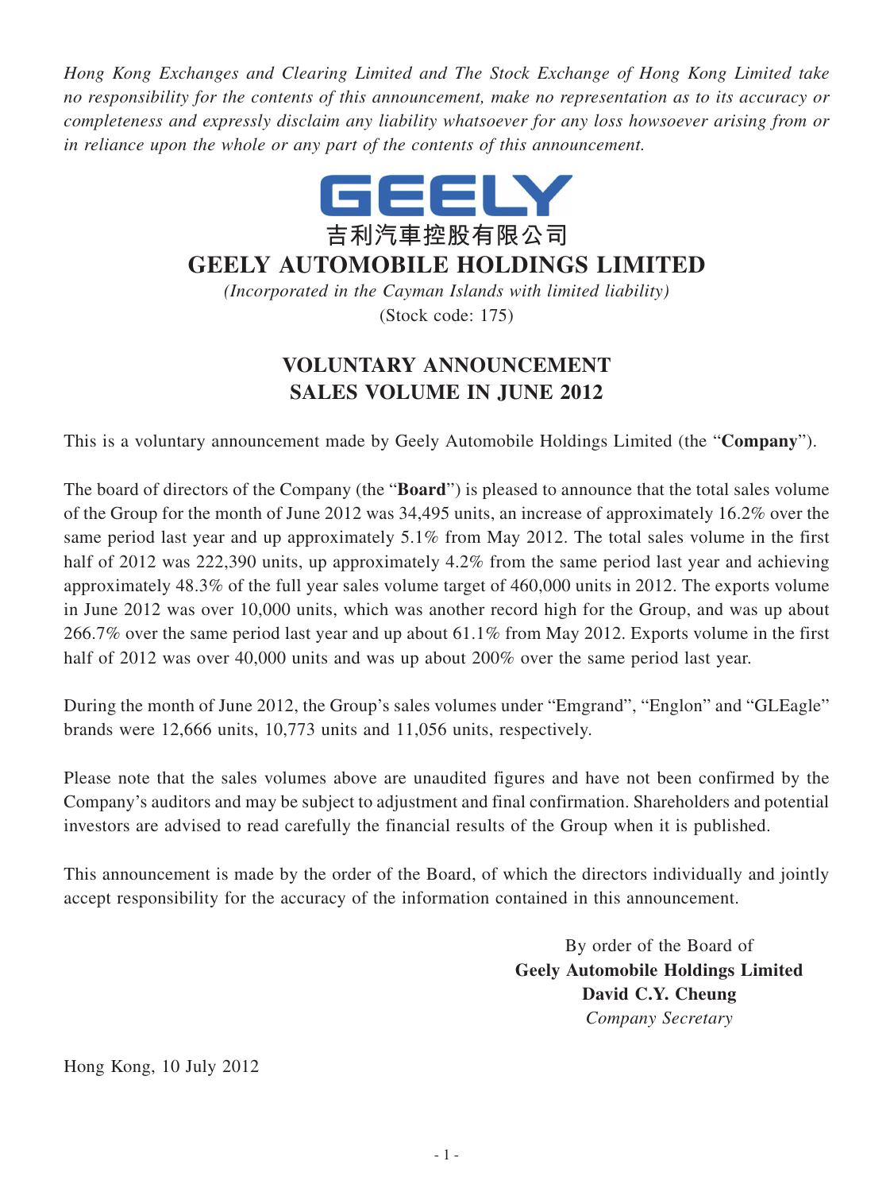*Hong Kong Exchanges and Clearing Limited and The Stock Exchange of Hong Kong Limited take no responsibility for the contents of this announcement, make no representation as to its accuracy or completeness and expressly disclaim any liability whatsoever for any loss howsoever arising from or in reliance upon the whole or any part of the contents of this announcement.*

GEELY

吉利汽車控股有限公司

# GEELY AUTOMOBILE HOLDINGS LIMITED

*(Incorporated in the Cayman Islands with limited liability)*

(Stock code: 175)

## VOLUNTARY ANNOUNCEMENT
## SALES VOLUME IN JUNE 2012

This is a voluntary announcement made by Geely Automobile Holdings Limited (the "**Company**").

The board of directors of the Company (the "**Board**") is pleased to announce that the total sales volume of the Group for the month of June 2012 was 34,495 units, an increase of approximately 16.2% over the same period last year and up approximately 5.1% from May 2012. The total sales volume in the first half of 2012 was 222,390 units, up approximately 4.2% from the same period last year and achieving approximately 48.3% of the full year sales volume target of 460,000 units in 2012. The exports volume in June 2012 was over 10,000 units, which was another record high for the Group, and was up about 266.7% over the same period last year and up about 61.1% from May 2012. Exports volume in the first half of 2012 was over 40,000 units and was up about 200% over the same period last year.

During the month of June 2012, the Group's sales volumes under "Emgrand", "Englon" and "GLEagle" brands were 12,666 units, 10,773 units and 11,056 units, respectively.

Please note that the sales volumes above are unaudited figures and have not been confirmed by the Company's auditors and may be subject to adjustment and final confirmation. Shareholders and potential investors are advised to read carefully the financial results of the Group when it is published.

This announcement is made by the order of the Board, of which the directors individually and jointly accept responsibility for the accuracy of the information contained in this announcement.

By order of the Board of
**Geely Automobile Holdings Limited**
**David C.Y. Cheung**
*Company Secretary*

Hong Kong, 10 July 2012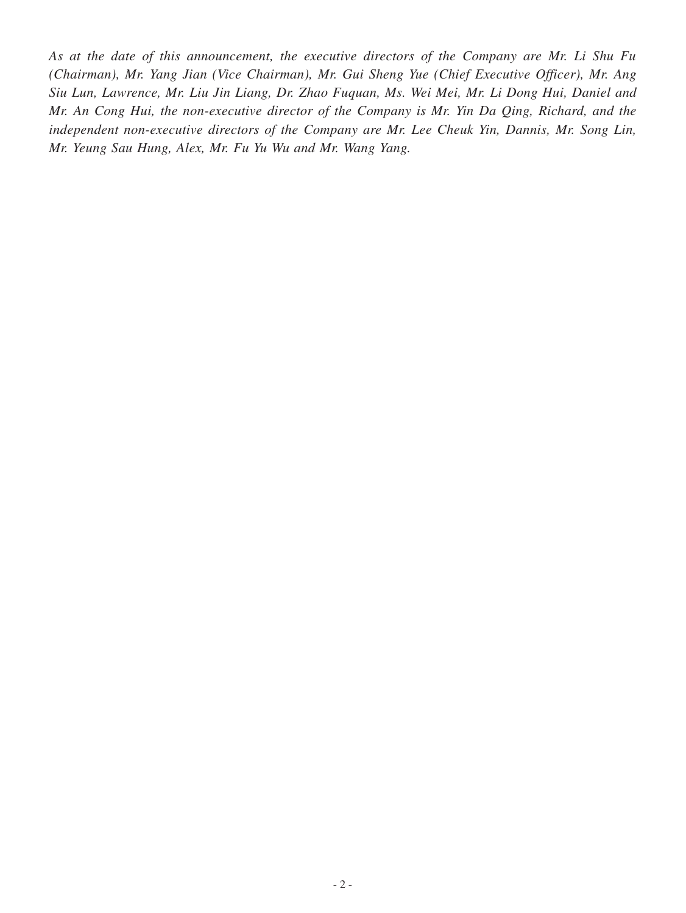*As at the date of this announcement, the executive directors of the Company are Mr. Li Shu Fu (Chairman), Mr. Yang Jian (Vice Chairman), Mr. Gui Sheng Yue (Chief Executive Officer), Mr. Ang Siu Lun, Lawrence, Mr. Liu Jin Liang, Dr. Zhao Fuquan, Ms. Wei Mei, Mr. Li Dong Hui, Daniel and Mr. An Cong Hui, the non-executive director of the Company is Mr. Yin Da Qing, Richard, and the independent non-executive directors of the Company are Mr. Lee Cheuk Yin, Dannis, Mr. Song Lin, Mr. Yeung Sau Hung, Alex, Mr. Fu Yu Wu and Mr. Wang Yang.*